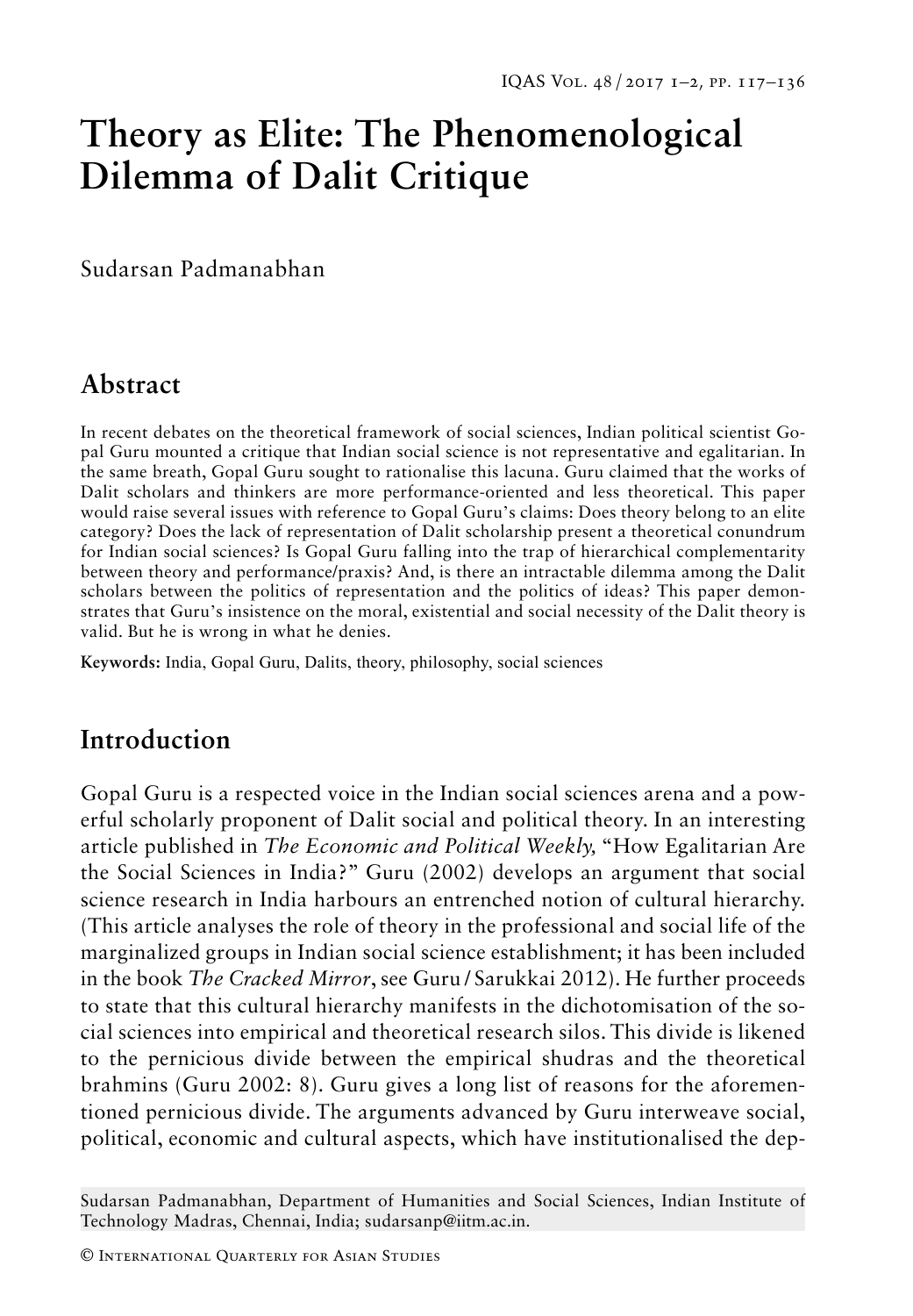# Theory as Elite: The Phenomenological Dilemma of Dalit Critique

Sudarsan Padmanabhan

## Abstract

In recent debates on the theoretical framework of social sciences, Indian political scientist Gopal Guru mounted a critique that Indian social science is not representative and egalitarian. In the same breath, Gopal Guru sought to rationalise this lacuna. Guru claimed that the works of Dalit scholars and thinkers are more performance-oriented and less theoretical. This paper would raise several issues with reference to Gopal Guru's claims: Does theory belong to an elite category? Does the lack of representation of Dalit scholarship present a theoretical conundrum for Indian social sciences? Is Gopal Guru falling into the trap of hierarchical complementarity between theory and performance/praxis? And, is there an intractable dilemma among the Dalit scholars between the politics of representation and the politics of ideas? This paper demonstrates that Guru's insistence on the moral, existential and social necessity of the Dalit theory is valid. But he is wrong in what he denies.

**Keywords:** India, Gopal Guru, Dalits, theory, philosophy, social sciences

## Introduction

Gopal Guru is a respected voice in the Indian social sciences arena and a powerful scholarly proponent of Dalit social and political theory. In an interesting article published in *The Economic and Political Weekly,* "How Egalitarian Are the Social Sciences in India?" Guru (2002) develops an argument that social science research in India harbours an entrenched notion of cultural hierarchy. (This article analyses the role of theory in the professional and social life of the marginalized groups in Indian social science establishment; it has been included in the book *The Cracked Mirror*, see Guru / Sarukkai 2012). He further proceeds to state that this cultural hierarchy manifests in the dichotomisation of the social sciences into empirical and theoretical research silos. This divide is likened to the pernicious divide between the empirical shudras and the theoretical brahmins (Guru 2002: 8). Guru gives a long list of reasons for the aforementioned pernicious divide. The arguments advanced by Guru interweave social, political, economic and cultural aspects, which have institutionalised the dep-

Sudarsan Padmanabhan, Department of Humanities and Social Sciences, Indian Institute of Technology Madras, Chennai, India; sudarsanp@iitm.ac.in.

© International Quarterly for Asian Studies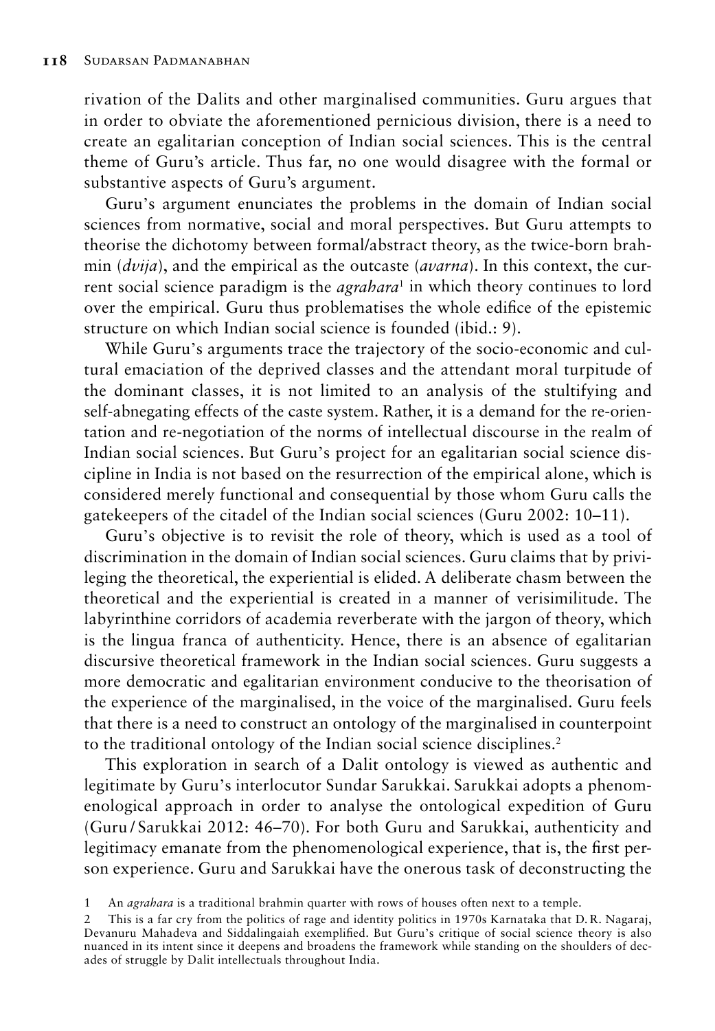rivation of the Dalits and other marginalised communities. Guru argues that in order to obviate the aforementioned pernicious division, there is a need to create an egalitarian conception of Indian social sciences. This is the central theme of Guru's article. Thus far, no one would disagree with the formal or substantive aspects of Guru's argument.

Guru's argument enunciates the problems in the domain of Indian social sciences from normative, social and moral perspectives. But Guru attempts to theorise the dichotomy between formal/abstract theory, as the twice-born brahmin (*dvija*), and the empirical as the outcaste (*avarna*). In this context, the current social science paradigm is the *agrahara*[1] in which theory continues to lord over the empirical. Guru thus problematises the whole edifice of the epistemic structure on which Indian social science is founded (ibid.: 9).

While Guru's arguments trace the trajectory of the socio-economic and cultural emaciation of the deprived classes and the attendant moral turpitude of the dominant classes, it is not limited to an analysis of the stultifying and self-abnegating effects of the caste system. Rather, it is a demand for the re-orientation and re-negotiation of the norms of intellectual discourse in the realm of Indian social sciences. But Guru's project for an egalitarian social science discipline in India is not based on the resurrection of the empirical alone, which is considered merely functional and consequential by those whom Guru calls the gatekeepers of the citadel of the Indian social sciences (Guru 2002: 10–11).

Guru's objective is to revisit the role of theory, which is used as a tool of discrimination in the domain of Indian social sciences. Guru claims that by privileging the theoretical, the experiential is elided. A deliberate chasm between the theoretical and the experiential is created in a manner of verisimilitude. The labyrinthine corridors of academia reverberate with the jargon of theory, which is the lingua franca of authenticity. Hence, there is an absence of egalitarian discursive theoretical framework in the Indian social sciences. Guru suggests a more democratic and egalitarian environment conducive to the theorisation of the experience of the marginalised, in the voice of the marginalised. Guru feels that there is a need to construct an ontology of the marginalised in counterpoint to the traditional ontology of the Indian social science disciplines.[2]

This exploration in search of a Dalit ontology is viewed as authentic and legitimate by Guru's interlocutor Sundar Sarukkai. Sarukkai adopts a phenomenological approach in order to analyse the ontological expedition of Guru (Guru / Sarukkai 2012: 46–70). For both Guru and Sarukkai, authenticity and legitimacy emanate from the phenomenological experience, that is, the first person experience. Guru and Sarukkai have the onerous task of deconstructing the

1 An *agrahara* is a traditional brahmin quarter with rows of houses often next to a temple.

2 This is a far cry from the politics of rage and identity politics in 1970s Karnataka that D. R. Nagaraj, Devanuru Mahadeva and Siddalingaiah exemplified. But Guru's critique of social science theory is also nuanced in its intent since it deepens and broadens the framework while standing on the shoulders of decades of struggle by Dalit intellectuals throughout India.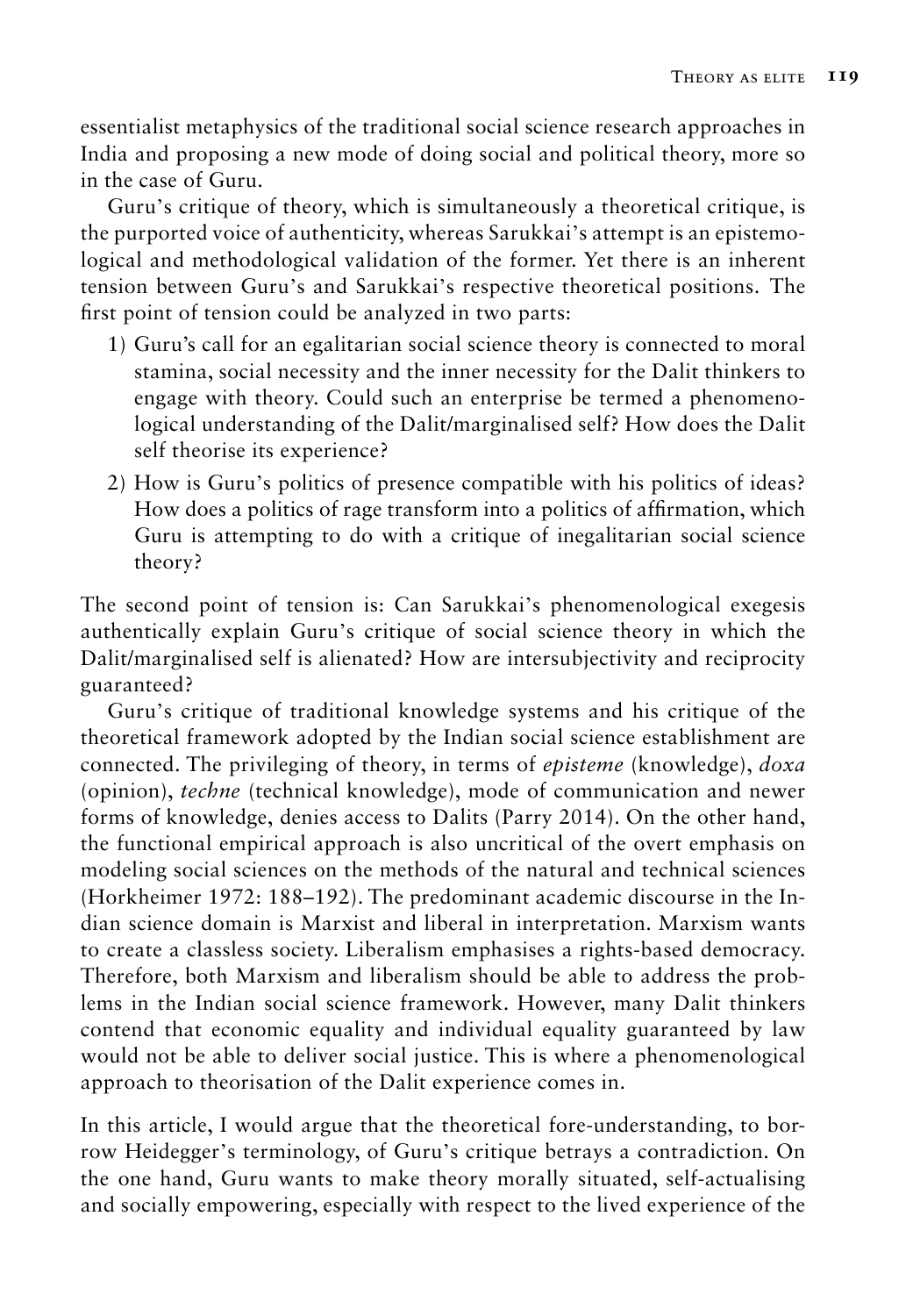essentialist metaphysics of the traditional social science research approaches in India and proposing a new mode of doing social and political theory, more so in the case of Guru.

Guru's critique of theory, which is simultaneously a theoretical critique, is the purported voice of authenticity, whereas Sarukkai's attempt is an epistemological and methodological validation of the former. Yet there is an inherent tension between Guru's and Sarukkai's respective theoretical positions. The first point of tension could be analyzed in two parts:

1) Guru's call for an egalitarian social science theory is connected to moral stamina, social necessity and the inner necessity for the Dalit thinkers to engage with theory. Could such an enterprise be termed a phenomenological understanding of the Dalit/marginalised self? How does the Dalit self theorise its experience?
2) How is Guru's politics of presence compatible with his politics of ideas? How does a politics of rage transform into a politics of affirmation, which Guru is attempting to do with a critique of inegalitarian social science theory?

The second point of tension is: Can Sarukkai's phenomenological exegesis authentically explain Guru's critique of social science theory in which the Dalit/marginalised self is alienated? How are intersubjectivity and reciprocity guaranteed?

Guru's critique of traditional knowledge systems and his critique of the theoretical framework adopted by the Indian social science establishment are connected. The privileging of theory, in terms of *episteme* (knowledge), *doxa* (opinion), *techne* (technical knowledge), mode of communication and newer forms of knowledge, denies access to Dalits (Parry 2014). On the other hand, the functional empirical approach is also uncritical of the overt emphasis on modeling social sciences on the methods of the natural and technical sciences (Horkheimer 1972: 188–192). The predominant academic discourse in the Indian science domain is Marxist and liberal in interpretation. Marxism wants to create a classless society. Liberalism emphasises a rights-based democracy. Therefore, both Marxism and liberalism should be able to address the problems in the Indian social science framework. However, many Dalit thinkers contend that economic equality and individual equality guaranteed by law would not be able to deliver social justice. This is where a phenomenological approach to theorisation of the Dalit experience comes in.

In this article, I would argue that the theoretical fore-understanding, to borrow Heidegger's terminology, of Guru's critique betrays a contradiction. On the one hand, Guru wants to make theory morally situated, self-actualising and socially empowering, especially with respect to the lived experience of the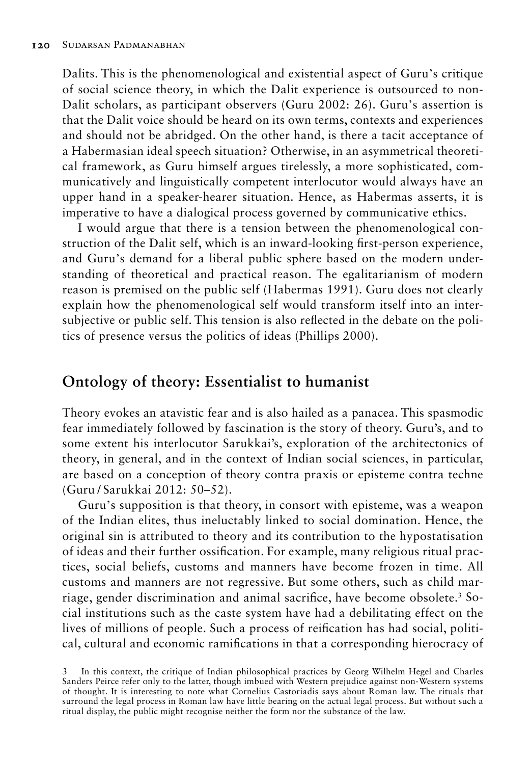Dalits. This is the phenomenological and existential aspect of Guru's critique of social science theory, in which the Dalit experience is outsourced to non-Dalit scholars, as participant observers (Guru 2002: 26). Guru's assertion is that the Dalit voice should be heard on its own terms, contexts and experiences and should not be abridged. On the other hand, is there a tacit acceptance of a Habermasian ideal speech situation? Otherwise, in an asymmetrical theoretical framework, as Guru himself argues tirelessly, a more sophisticated, communicatively and linguistically competent interlocutor would always have an upper hand in a speaker-hearer situation. Hence, as Habermas asserts, it is imperative to have a dialogical process governed by communicative ethics.

I would argue that there is a tension between the phenomenological construction of the Dalit self, which is an inward-looking first-person experience, and Guru's demand for a liberal public sphere based on the modern understanding of theoretical and practical reason. The egalitarianism of modern reason is premised on the public self (Habermas 1991). Guru does not clearly explain how the phenomenological self would transform itself into an intersubjective or public self. This tension is also reflected in the debate on the politics of presence versus the politics of ideas (Phillips 2000).

## Ontology of theory: Essentialist to humanist

Theory evokes an atavistic fear and is also hailed as a panacea. This spasmodic fear immediately followed by fascination is the story of theory. Guru's, and to some extent his interlocutor Sarukkai's, exploration of the architectonics of theory, in general, and in the context of Indian social sciences, in particular, are based on a conception of theory contra praxis or episteme contra techne (Guru / Sarukkai 2012: 50–52).

Guru's supposition is that theory, in consort with episteme, was a weapon of the Indian elites, thus ineluctably linked to social domination. Hence, the original sin is attributed to theory and its contribution to the hypostatisation of ideas and their further ossification. For example, many religious ritual practices, social beliefs, customs and manners have become frozen in time. All customs and manners are not regressive. But some others, such as child marriage, gender discrimination and animal sacrifice, have become obsolete.[3] Social institutions such as the caste system have had a debilitating effect on the lives of millions of people. Such a process of reification has had social, political, cultural and economic ramifications in that a corresponding hierocracy of

3 In this context, the critique of Indian philosophical practices by Georg Wilhelm Hegel and Charles Sanders Peirce refer only to the latter, though imbued with Western prejudice against non-Western systems of thought. It is interesting to note what Cornelius Castoriadis says about Roman law. The rituals that surround the legal process in Roman law have little bearing on the actual legal process. But without such a ritual display, the public might recognise neither the form nor the substance of the law.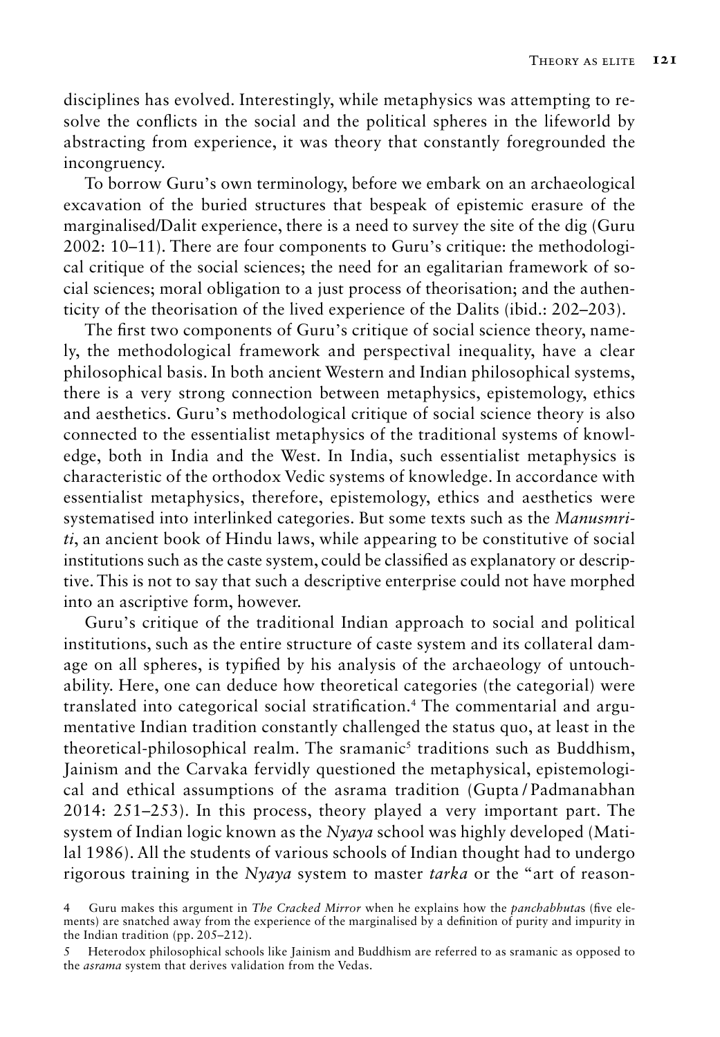disciplines has evolved. Interestingly, while metaphysics was attempting to resolve the conflicts in the social and the political spheres in the lifeworld by abstracting from experience, it was theory that constantly foregrounded the incongruency.

To borrow Guru's own terminology, before we embark on an archaeological excavation of the buried structures that bespeak of epistemic erasure of the marginalised/Dalit experience, there is a need to survey the site of the dig (Guru 2002: 10–11). There are four components to Guru's critique: the methodological critique of the social sciences; the need for an egalitarian framework of social sciences; moral obligation to a just process of theorisation; and the authenticity of the theorisation of the lived experience of the Dalits (ibid.: 202–203).

The first two components of Guru's critique of social science theory, namely, the methodological framework and perspectival inequality, have a clear philosophical basis. In both ancient Western and Indian philosophical systems, there is a very strong connection between metaphysics, epistemology, ethics and aesthetics. Guru's methodological critique of social science theory is also connected to the essentialist metaphysics of the traditional systems of knowledge, both in India and the West. In India, such essentialist metaphysics is characteristic of the orthodox Vedic systems of knowledge. In accordance with essentialist metaphysics, therefore, epistemology, ethics and aesthetics were systematised into interlinked categories. But some texts such as the *Manusmriti*, an ancient book of Hindu laws, while appearing to be constitutive of social institutions such as the caste system, could be classified as explanatory or descriptive. This is not to say that such a descriptive enterprise could not have morphed into an ascriptive form, however.

Guru's critique of the traditional Indian approach to social and political institutions, such as the entire structure of caste system and its collateral damage on all spheres, is typified by his analysis of the archaeology of untouchability. Here, one can deduce how theoretical categories (the categorial) were translated into categorical social stratification.[4] The commentarial and argumentative Indian tradition constantly challenged the status quo, at least in the theoretical-philosophical realm. The sramanic[5] traditions such as Buddhism, Jainism and the Carvaka fervidly questioned the metaphysical, epistemological and ethical assumptions of the asrama tradition (Gupta / Padmanabhan 2014: 251–253). In this process, theory played a very important part. The system of Indian logic known as the *Nyaya* school was highly developed (Matilal 1986). All the students of various schools of Indian thought had to undergo rigorous training in the *Nyaya* system to master *tarka* or the "art of reason-

4 Guru makes this argument in *The Cracked Mirror* when he explains how the *panchabhuta*s (five elements) are snatched away from the experience of the marginalised by a definition of purity and impurity in the Indian tradition (pp. 205–212).

5 Heterodox philosophical schools like Jainism and Buddhism are referred to as sramanic as opposed to the *asrama* system that derives validation from the Vedas.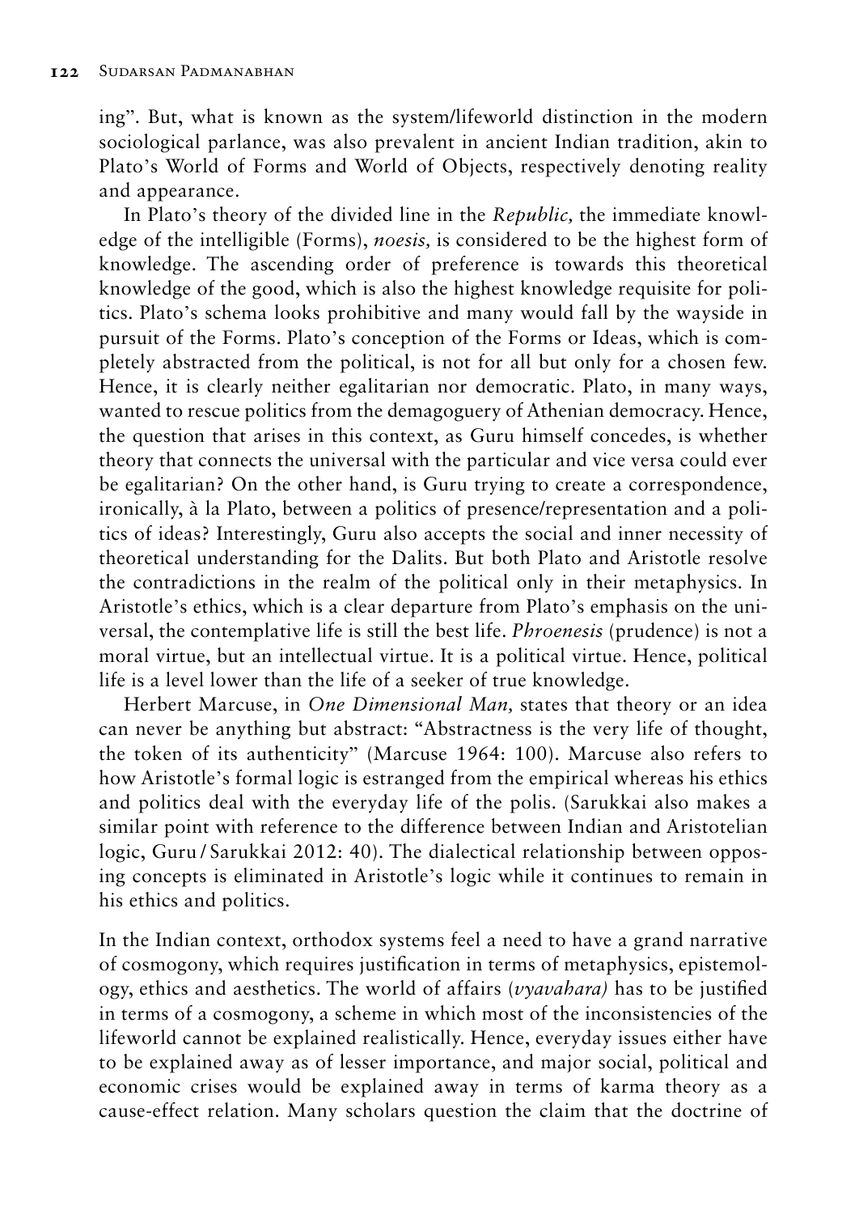ing". But, what is known as the system/lifeworld distinction in the modern sociological parlance, was also prevalent in ancient Indian tradition, akin to Plato's World of Forms and World of Objects, respectively denoting reality and appearance.

In Plato's theory of the divided line in the *Republic,* the immediate knowledge of the intelligible (Forms), *noesis,* is considered to be the highest form of knowledge. The ascending order of preference is towards this theoretical knowledge of the good, which is also the highest knowledge requisite for politics. Plato's schema looks prohibitive and many would fall by the wayside in pursuit of the Forms. Plato's conception of the Forms or Ideas, which is completely abstracted from the political, is not for all but only for a chosen few. Hence, it is clearly neither egalitarian nor democratic. Plato, in many ways, wanted to rescue politics from the demagoguery of Athenian democracy. Hence, the question that arises in this context, as Guru himself concedes, is whether theory that connects the universal with the particular and vice versa could ever be egalitarian? On the other hand, is Guru trying to create a correspondence, ironically, à la Plato, between a politics of presence/representation and a politics of ideas? Interestingly, Guru also accepts the social and inner necessity of theoretical understanding for the Dalits. But both Plato and Aristotle resolve the contradictions in the realm of the political only in their metaphysics. In Aristotle's ethics, which is a clear departure from Plato's emphasis on the universal, the contemplative life is still the best life. *Phroenesis* (prudence) is not a moral virtue, but an intellectual virtue. It is a political virtue. Hence, political life is a level lower than the life of a seeker of true knowledge.

Herbert Marcuse, in *One Dimensional Man,* states that theory or an idea can never be anything but abstract: "Abstractness is the very life of thought, the token of its authenticity" (Marcuse 1964: 100). Marcuse also refers to how Aristotle's formal logic is estranged from the empirical whereas his ethics and politics deal with the everyday life of the polis. (Sarukkai also makes a similar point with reference to the difference between Indian and Aristotelian logic, Guru / Sarukkai 2012: 40). The dialectical relationship between opposing concepts is eliminated in Aristotle's logic while it continues to remain in his ethics and politics.

In the Indian context, orthodox systems feel a need to have a grand narrative of cosmogony, which requires justification in terms of metaphysics, epistemology, ethics and aesthetics. The world of affairs (*vyavahara)* has to be justified in terms of a cosmogony, a scheme in which most of the inconsistencies of the lifeworld cannot be explained realistically. Hence, everyday issues either have to be explained away as of lesser importance, and major social, political and economic crises would be explained away in terms of karma theory as a cause-effect relation. Many scholars question the claim that the doctrine of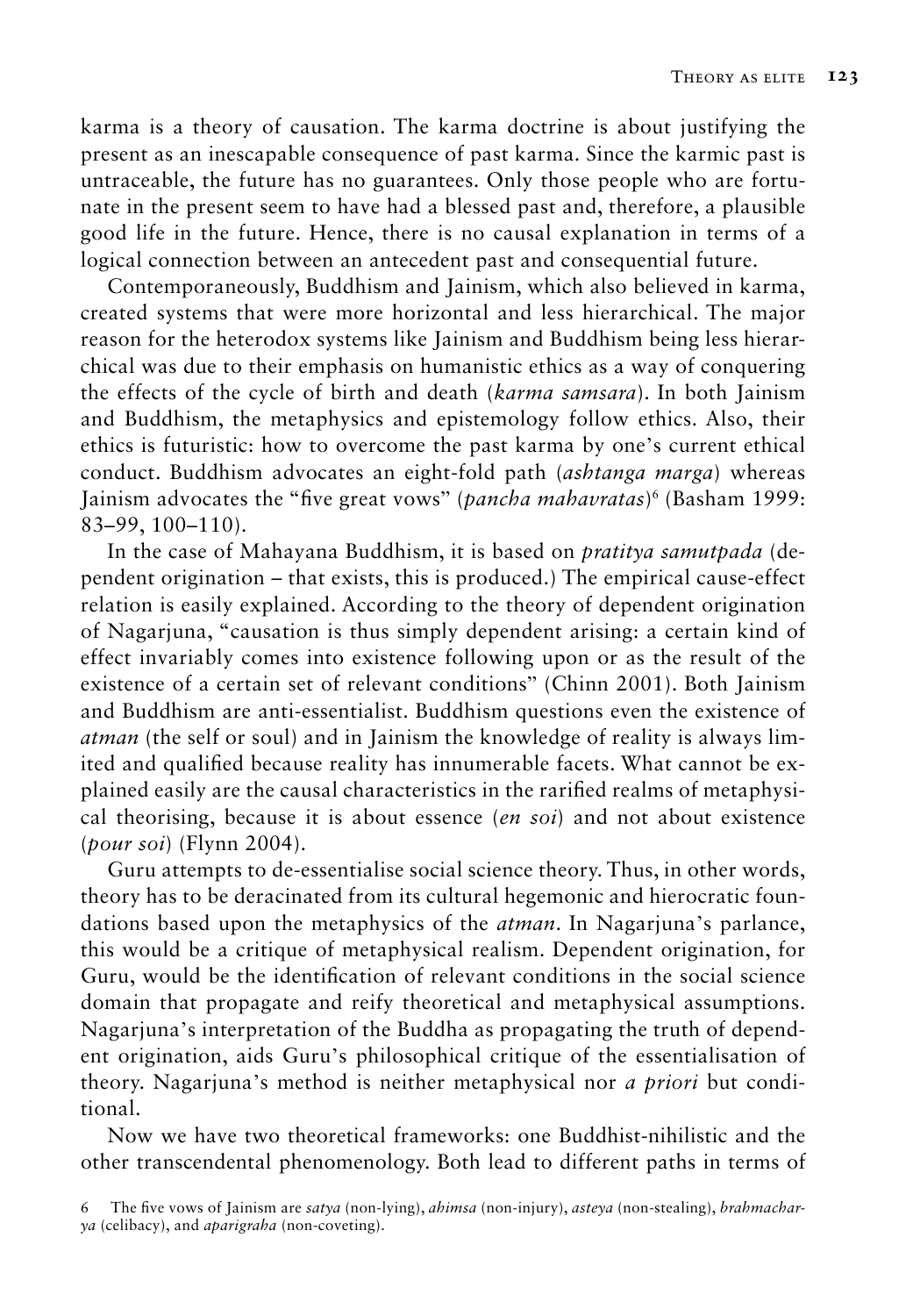karma is a theory of causation. The karma doctrine is about justifying the present as an inescapable consequence of past karma. Since the karmic past is untraceable, the future has no guarantees. Only those people who are fortunate in the present seem to have had a blessed past and, therefore, a plausible good life in the future. Hence, there is no causal explanation in terms of a logical connection between an antecedent past and consequential future.

Contemporaneously, Buddhism and Jainism, which also believed in karma, created systems that were more horizontal and less hierarchical. The major reason for the heterodox systems like Jainism and Buddhism being less hierarchical was due to their emphasis on humanistic ethics as a way of conquering the effects of the cycle of birth and death (*karma samsara*). In both Jainism and Buddhism, the metaphysics and epistemology follow ethics. Also, their ethics is futuristic: how to overcome the past karma by one's current ethical conduct. Buddhism advocates an eight-fold path (*ashtanga marga*) whereas Jainism advocates the "five great vows" (*pancha mahavratas*)[6] (Basham 1999: 83–99, 100–110).

In the case of Mahayana Buddhism, it is based on *pratitya samutpada* (dependent origination – that exists, this is produced.) The empirical cause-effect relation is easily explained. According to the theory of dependent origination of Nagarjuna, "causation is thus simply dependent arising: a certain kind of effect invariably comes into existence following upon or as the result of the existence of a certain set of relevant conditions" (Chinn 2001). Both Jainism and Buddhism are anti-essentialist. Buddhism questions even the existence of *atman* (the self or soul) and in Jainism the knowledge of reality is always limited and qualified because reality has innumerable facets. What cannot be explained easily are the causal characteristics in the rarified realms of metaphysical theorising, because it is about essence (*en soi*) and not about existence (*pour soi*) (Flynn 2004).

Guru attempts to de-essentialise social science theory. Thus, in other words, theory has to be deracinated from its cultural hegemonic and hierocratic foundations based upon the metaphysics of the *atman*. In Nagarjuna's parlance, this would be a critique of metaphysical realism. Dependent origination, for Guru, would be the identification of relevant conditions in the social science domain that propagate and reify theoretical and metaphysical assumptions. Nagarjuna's interpretation of the Buddha as propagating the truth of dependent origination, aids Guru's philosophical critique of the essentialisation of theory. Nagarjuna's method is neither metaphysical nor *a priori* but conditional.

Now we have two theoretical frameworks: one Buddhist-nihilistic and the other transcendental phenomenology. Both lead to different paths in terms of

6 The five vows of Jainism are *satya* (non-lying), *ahimsa* (non-injury), *asteya* (non-stealing), *brahmacharya* (celibacy), and *aparigraha* (non-coveting).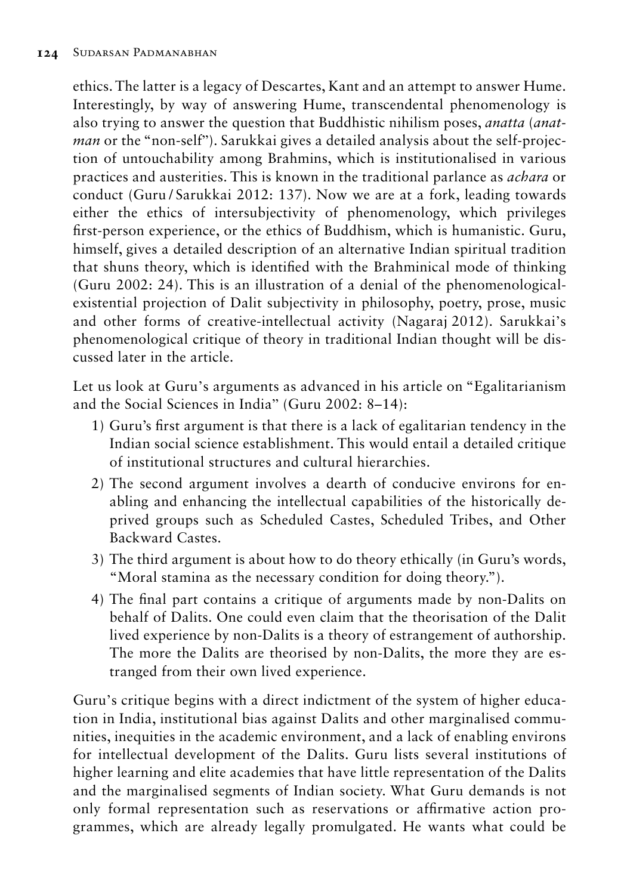ethics. The latter is a legacy of Descartes, Kant and an attempt to answer Hume. Interestingly, by way of answering Hume, transcendental phenomenology is also trying to answer the question that Buddhistic nihilism poses, *anatta* (*anatman* or the "non-self"). Sarukkai gives a detailed analysis about the self-projection of untouchability among Brahmins, which is institutionalised in various practices and austerities. This is known in the traditional parlance as *achara* or conduct (Guru / Sarukkai 2012: 137). Now we are at a fork, leading towards either the ethics of intersubjectivity of phenomenology, which privileges first-person experience, or the ethics of Buddhism, which is humanistic. Guru, himself, gives a detailed description of an alternative Indian spiritual tradition that shuns theory, which is identified with the Brahminical mode of thinking (Guru 2002: 24). This is an illustration of a denial of the phenomenological-existential projection of Dalit subjectivity in philosophy, poetry, prose, music and other forms of creative-intellectual activity (Nagaraj 2012). Sarukkai's phenomenological critique of theory in traditional Indian thought will be discussed later in the article.

Let us look at Guru's arguments as advanced in his article on "Egalitarianism and the Social Sciences in India" (Guru 2002: 8–14):

1) Guru's first argument is that there is a lack of egalitarian tendency in the Indian social science establishment. This would entail a detailed critique of institutional structures and cultural hierarchies.
2) The second argument involves a dearth of conducive environs for enabling and enhancing the intellectual capabilities of the historically deprived groups such as Scheduled Castes, Scheduled Tribes, and Other Backward Castes.
3) The third argument is about how to do theory ethically (in Guru's words, "Moral stamina as the necessary condition for doing theory.").
4) The final part contains a critique of arguments made by non-Dalits on behalf of Dalits. One could even claim that the theorisation of the Dalit lived experience by non-Dalits is a theory of estrangement of authorship. The more the Dalits are theorised by non-Dalits, the more they are estranged from their own lived experience.

Guru's critique begins with a direct indictment of the system of higher education in India, institutional bias against Dalits and other marginalised communities, inequities in the academic environment, and a lack of enabling environs for intellectual development of the Dalits. Guru lists several institutions of higher learning and elite academies that have little representation of the Dalits and the marginalised segments of Indian society. What Guru demands is not only formal representation such as reservations or affirmative action programmes, which are already legally promulgated. He wants what could be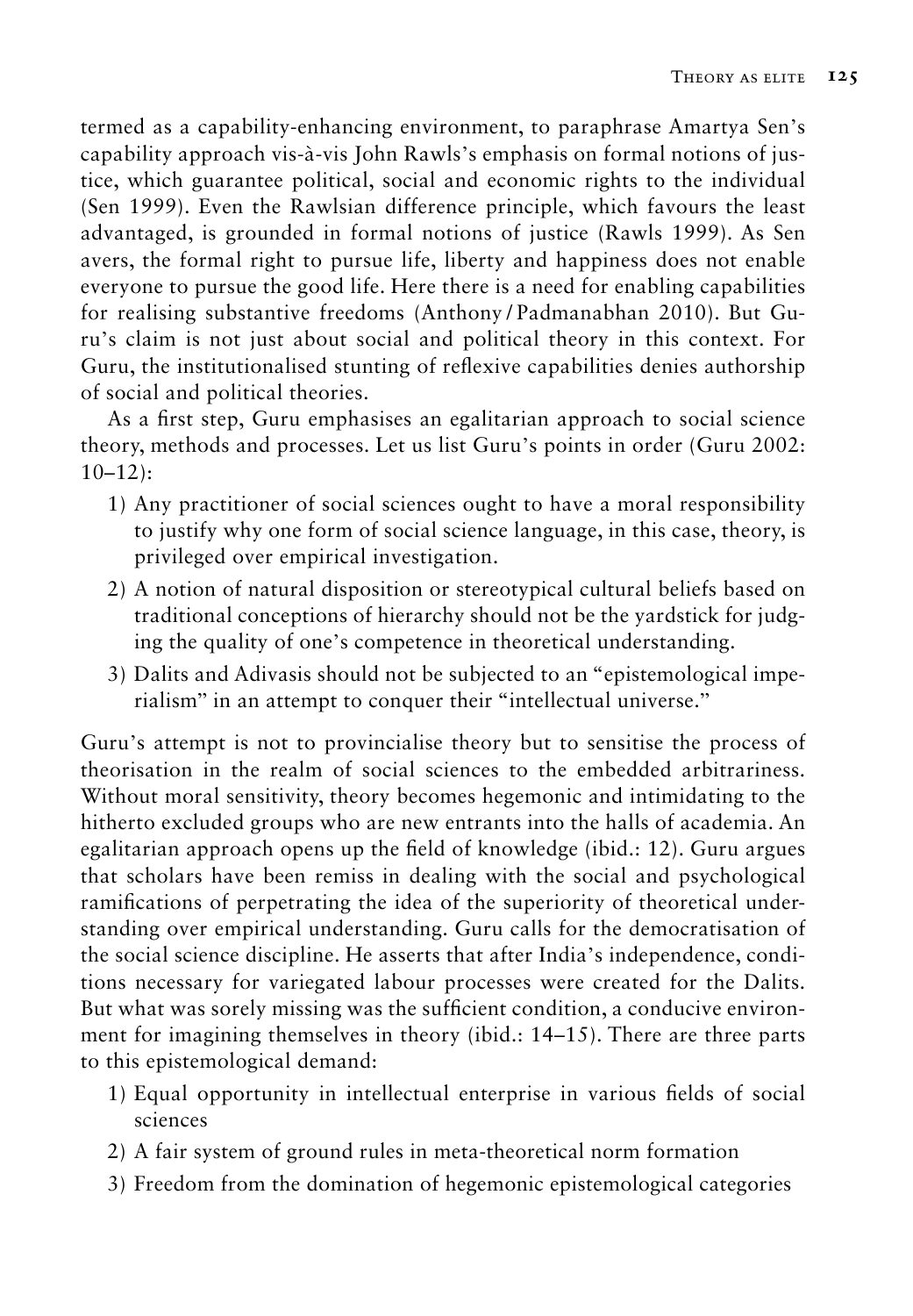termed as a capability-enhancing environment, to paraphrase Amartya Sen's capability approach vis-à-vis John Rawls's emphasis on formal notions of justice, which guarantee political, social and economic rights to the individual (Sen 1999). Even the Rawlsian difference principle, which favours the least advantaged, is grounded in formal notions of justice (Rawls 1999). As Sen avers, the formal right to pursue life, liberty and happiness does not enable everyone to pursue the good life. Here there is a need for enabling capabilities for realising substantive freedoms (Anthony / Padmanabhan 2010). But Guru's claim is not just about social and political theory in this context. For Guru, the institutionalised stunting of reflexive capabilities denies authorship of social and political theories.

As a first step, Guru emphasises an egalitarian approach to social science theory, methods and processes. Let us list Guru's points in order (Guru 2002: 10–12):

1) Any practitioner of social sciences ought to have a moral responsibility to justify why one form of social science language, in this case, theory, is privileged over empirical investigation.
2) A notion of natural disposition or stereotypical cultural beliefs based on traditional conceptions of hierarchy should not be the yardstick for judging the quality of one's competence in theoretical understanding.
3) Dalits and Adivasis should not be subjected to an "epistemological imperialism" in an attempt to conquer their "intellectual universe."

Guru's attempt is not to provincialise theory but to sensitise the process of theorisation in the realm of social sciences to the embedded arbitrariness. Without moral sensitivity, theory becomes hegemonic and intimidating to the hitherto excluded groups who are new entrants into the halls of academia. An egalitarian approach opens up the field of knowledge (ibid.: 12). Guru argues that scholars have been remiss in dealing with the social and psychological ramifications of perpetrating the idea of the superiority of theoretical understanding over empirical understanding. Guru calls for the democratisation of the social science discipline. He asserts that after India's independence, conditions necessary for variegated labour processes were created for the Dalits. But what was sorely missing was the sufficient condition, a conducive environment for imagining themselves in theory (ibid.: 14–15). There are three parts to this epistemological demand:

1) Equal opportunity in intellectual enterprise in various fields of social sciences
2) A fair system of ground rules in meta-theoretical norm formation
3) Freedom from the domination of hegemonic epistemological categories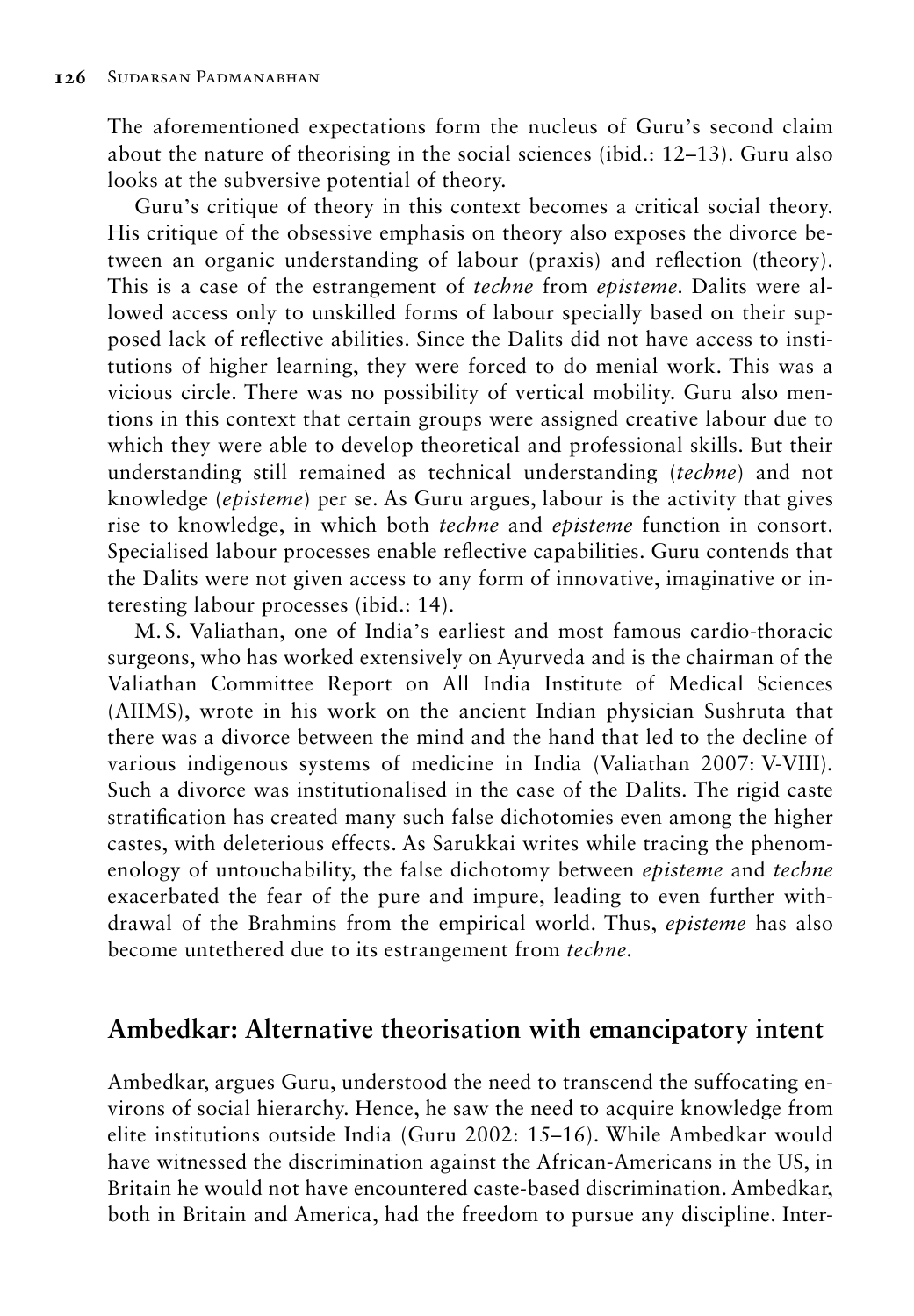The aforementioned expectations form the nucleus of Guru's second claim about the nature of theorising in the social sciences (ibid.: 12–13). Guru also looks at the subversive potential of theory.

Guru's critique of theory in this context becomes a critical social theory. His critique of the obsessive emphasis on theory also exposes the divorce between an organic understanding of labour (praxis) and reflection (theory). This is a case of the estrangement of *techne* from *episteme*. Dalits were allowed access only to unskilled forms of labour specially based on their supposed lack of reflective abilities. Since the Dalits did not have access to institutions of higher learning, they were forced to do menial work. This was a vicious circle. There was no possibility of vertical mobility. Guru also mentions in this context that certain groups were assigned creative labour due to which they were able to develop theoretical and professional skills. But their understanding still remained as technical understanding (*techne*) and not knowledge (*episteme*) per se. As Guru argues, labour is the activity that gives rise to knowledge, in which both *techne* and *episteme* function in consort. Specialised labour processes enable reflective capabilities. Guru contends that the Dalits were not given access to any form of innovative, imaginative or interesting labour processes (ibid.: 14).

M. S. Valiathan, one of India's earliest and most famous cardio-thoracic surgeons, who has worked extensively on Ayurveda and is the chairman of the Valiathan Committee Report on All India Institute of Medical Sciences (AIIMS), wrote in his work on the ancient Indian physician Sushruta that there was a divorce between the mind and the hand that led to the decline of various indigenous systems of medicine in India (Valiathan 2007: V-VIII). Such a divorce was institutionalised in the case of the Dalits. The rigid caste stratification has created many such false dichotomies even among the higher castes, with deleterious effects. As Sarukkai writes while tracing the phenomenology of untouchability, the false dichotomy between *episteme* and *techne* exacerbated the fear of the pure and impure, leading to even further withdrawal of the Brahmins from the empirical world. Thus, *episteme* has also become untethered due to its estrangement from *techne*.

## Ambedkar: Alternative theorisation with emancipatory intent

Ambedkar, argues Guru, understood the need to transcend the suffocating environs of social hierarchy. Hence, he saw the need to acquire knowledge from elite institutions outside India (Guru 2002: 15–16). While Ambedkar would have witnessed the discrimination against the African-Americans in the US, in Britain he would not have encountered caste-based discrimination. Ambedkar, both in Britain and America, had the freedom to pursue any discipline. Inter-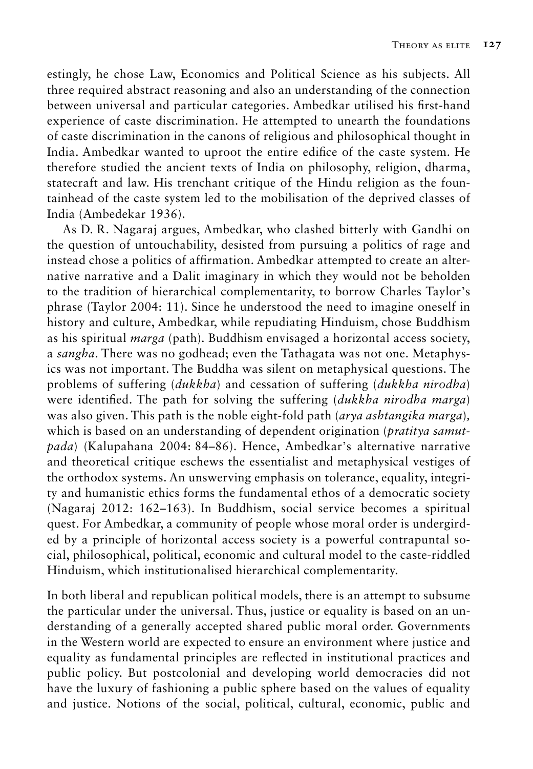estingly, he chose Law, Economics and Political Science as his subjects. All three required abstract reasoning and also an understanding of the connection between universal and particular categories. Ambedkar utilised his first-hand experience of caste discrimination. He attempted to unearth the foundations of caste discrimination in the canons of religious and philosophical thought in India. Ambedkar wanted to uproot the entire edifice of the caste system. He therefore studied the ancient texts of India on philosophy, religion, dharma, statecraft and law. His trenchant critique of the Hindu religion as the fountainhead of the caste system led to the mobilisation of the deprived classes of India (Ambedekar 1936).

As D. R. Nagaraj argues, Ambedkar, who clashed bitterly with Gandhi on the question of untouchability, desisted from pursuing a politics of rage and instead chose a politics of affirmation. Ambedkar attempted to create an alternative narrative and a Dalit imaginary in which they would not be beholden to the tradition of hierarchical complementarity, to borrow Charles Taylor's phrase (Taylor 2004: 11). Since he understood the need to imagine oneself in history and culture, Ambedkar, while repudiating Hinduism, chose Buddhism as his spiritual *marga* (path). Buddhism envisaged a horizontal access society, a *sangha*. There was no godhead; even the Tathagata was not one. Metaphysics was not important. The Buddha was silent on metaphysical questions. The problems of suffering (*dukkha*) and cessation of suffering (*dukkha nirodha*) were identified. The path for solving the suffering (*dukkha nirodha marga*) was also given. This path is the noble eight-fold path (*arya ashtangika marga*), which is based on an understanding of dependent origination (*pratitya samutpada*) (Kalupahana 2004: 84–86). Hence, Ambedkar's alternative narrative and theoretical critique eschews the essentialist and metaphysical vestiges of the orthodox systems. An unswerving emphasis on tolerance, equality, integrity and humanistic ethics forms the fundamental ethos of a democratic society (Nagaraj 2012: 162–163). In Buddhism, social service becomes a spiritual quest. For Ambedkar, a community of people whose moral order is undergirded by a principle of horizontal access society is a powerful contrapuntal social, philosophical, political, economic and cultural model to the caste-riddled Hinduism, which institutionalised hierarchical complementarity.

In both liberal and republican political models, there is an attempt to subsume the particular under the universal. Thus, justice or equality is based on an understanding of a generally accepted shared public moral order. Governments in the Western world are expected to ensure an environment where justice and equality as fundamental principles are reflected in institutional practices and public policy. But postcolonial and developing world democracies did not have the luxury of fashioning a public sphere based on the values of equality and justice. Notions of the social, political, cultural, economic, public and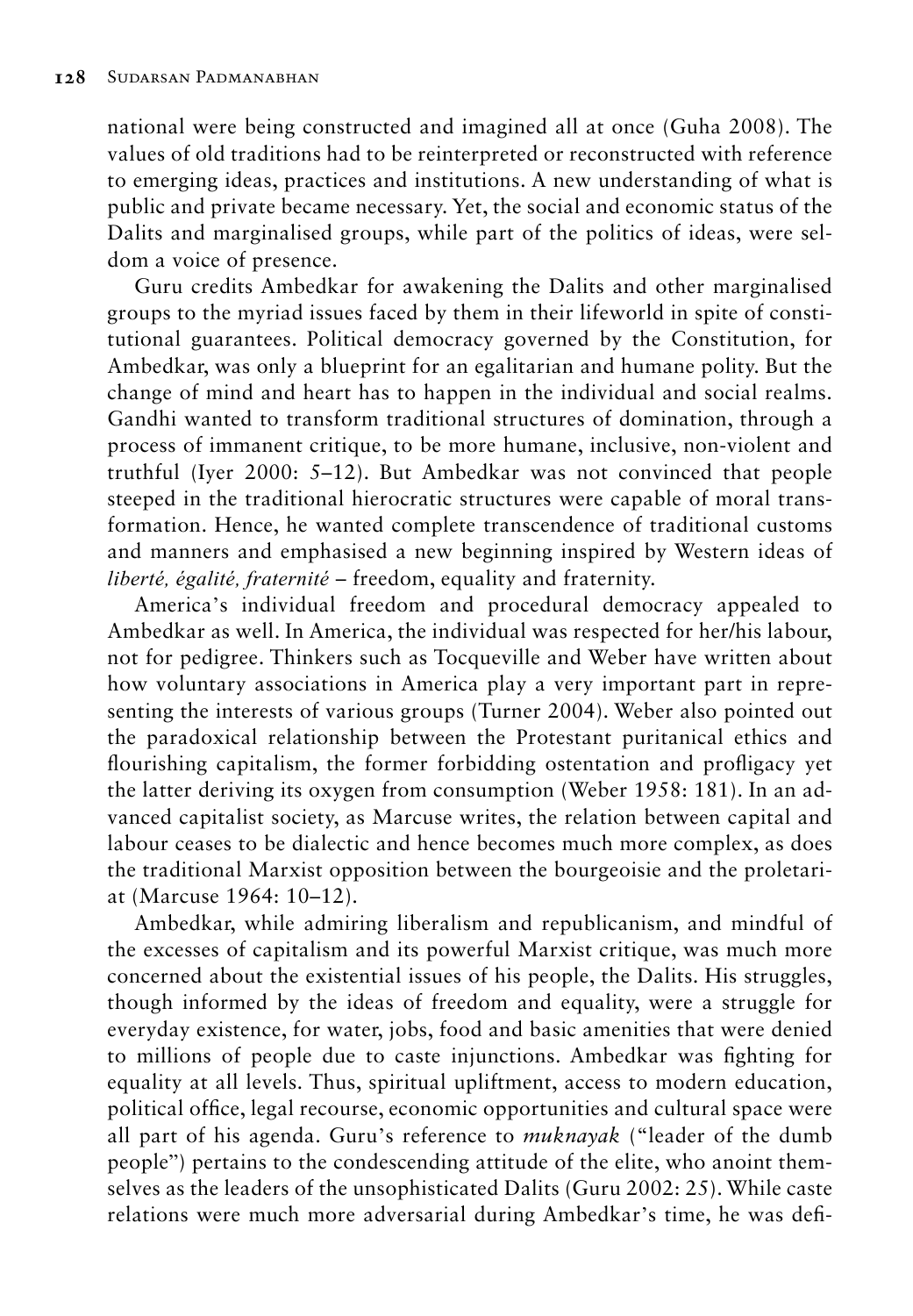national were being constructed and imagined all at once (Guha 2008). The values of old traditions had to be reinterpreted or reconstructed with reference to emerging ideas, practices and institutions. A new understanding of what is public and private became necessary. Yet, the social and economic status of the Dalits and marginalised groups, while part of the politics of ideas, were seldom a voice of presence.

Guru credits Ambedkar for awakening the Dalits and other marginalised groups to the myriad issues faced by them in their lifeworld in spite of constitutional guarantees. Political democracy governed by the Constitution, for Ambedkar, was only a blueprint for an egalitarian and humane polity. But the change of mind and heart has to happen in the individual and social realms. Gandhi wanted to transform traditional structures of domination, through a process of immanent critique, to be more humane, inclusive, non-violent and truthful (Iyer 2000: 5–12). But Ambedkar was not convinced that people steeped in the traditional hierocratic structures were capable of moral transformation. Hence, he wanted complete transcendence of traditional customs and manners and emphasised a new beginning inspired by Western ideas of *liberté, égalité, fraternité* – freedom, equality and fraternity.

America's individual freedom and procedural democracy appealed to Ambedkar as well. In America, the individual was respected for her/his labour, not for pedigree. Thinkers such as Tocqueville and Weber have written about how voluntary associations in America play a very important part in representing the interests of various groups (Turner 2004). Weber also pointed out the paradoxical relationship between the Protestant puritanical ethics and flourishing capitalism, the former forbidding ostentation and profligacy yet the latter deriving its oxygen from consumption (Weber 1958: 181). In an advanced capitalist society, as Marcuse writes, the relation between capital and labour ceases to be dialectic and hence becomes much more complex, as does the traditional Marxist opposition between the bourgeoisie and the proletariat (Marcuse 1964: 10–12).

Ambedkar, while admiring liberalism and republicanism, and mindful of the excesses of capitalism and its powerful Marxist critique, was much more concerned about the existential issues of his people, the Dalits. His struggles, though informed by the ideas of freedom and equality, were a struggle for everyday existence, for water, jobs, food and basic amenities that were denied to millions of people due to caste injunctions. Ambedkar was fighting for equality at all levels. Thus, spiritual upliftment, access to modern education, political office, legal recourse, economic opportunities and cultural space were all part of his agenda. Guru's reference to *muknayak* ("leader of the dumb people") pertains to the condescending attitude of the elite, who anoint themselves as the leaders of the unsophisticated Dalits (Guru 2002: 25). While caste relations were much more adversarial during Ambedkar's time, he was defi-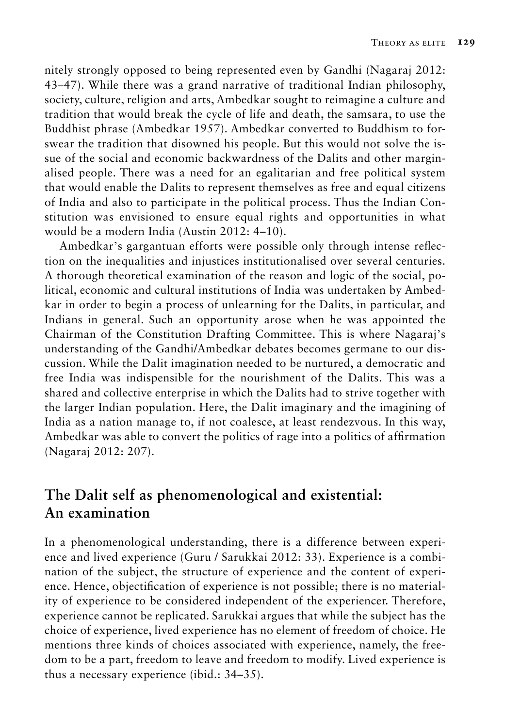nitely strongly opposed to being represented even by Gandhi (Nagaraj 2012: 43–47). While there was a grand narrative of traditional Indian philosophy, society, culture, religion and arts, Ambedkar sought to reimagine a culture and tradition that would break the cycle of life and death, the samsara, to use the Buddhist phrase (Ambedkar 1957). Ambedkar converted to Buddhism to forswear the tradition that disowned his people. But this would not solve the issue of the social and economic backwardness of the Dalits and other marginalised people. There was a need for an egalitarian and free political system that would enable the Dalits to represent themselves as free and equal citizens of India and also to participate in the political process. Thus the Indian Constitution was envisioned to ensure equal rights and opportunities in what would be a modern India (Austin 2012: 4–10).

Ambedkar's gargantuan efforts were possible only through intense reflection on the inequalities and injustices institutionalised over several centuries. A thorough theoretical examination of the reason and logic of the social, political, economic and cultural institutions of India was undertaken by Ambedkar in order to begin a process of unlearning for the Dalits, in particular, and Indians in general. Such an opportunity arose when he was appointed the Chairman of the Constitution Drafting Committee. This is where Nagaraj's understanding of the Gandhi/Ambedkar debates becomes germane to our discussion. While the Dalit imagination needed to be nurtured, a democratic and free India was indispensible for the nourishment of the Dalits. This was a shared and collective enterprise in which the Dalits had to strive together with the larger Indian population. Here, the Dalit imaginary and the imagining of India as a nation manage to, if not coalesce, at least rendezvous. In this way, Ambedkar was able to convert the politics of rage into a politics of affirmation (Nagaraj 2012: 207).

## The Dalit self as phenomenological and existential: An examination

In a phenomenological understanding, there is a difference between experience and lived experience (Guru / Sarukkai 2012: 33). Experience is a combination of the subject, the structure of experience and the content of experience. Hence, objectification of experience is not possible; there is no materiality of experience to be considered independent of the experiencer. Therefore, experience cannot be replicated. Sarukkai argues that while the subject has the choice of experience, lived experience has no element of freedom of choice. He mentions three kinds of choices associated with experience, namely, the freedom to be a part, freedom to leave and freedom to modify. Lived experience is thus a necessary experience (ibid.: 34–35).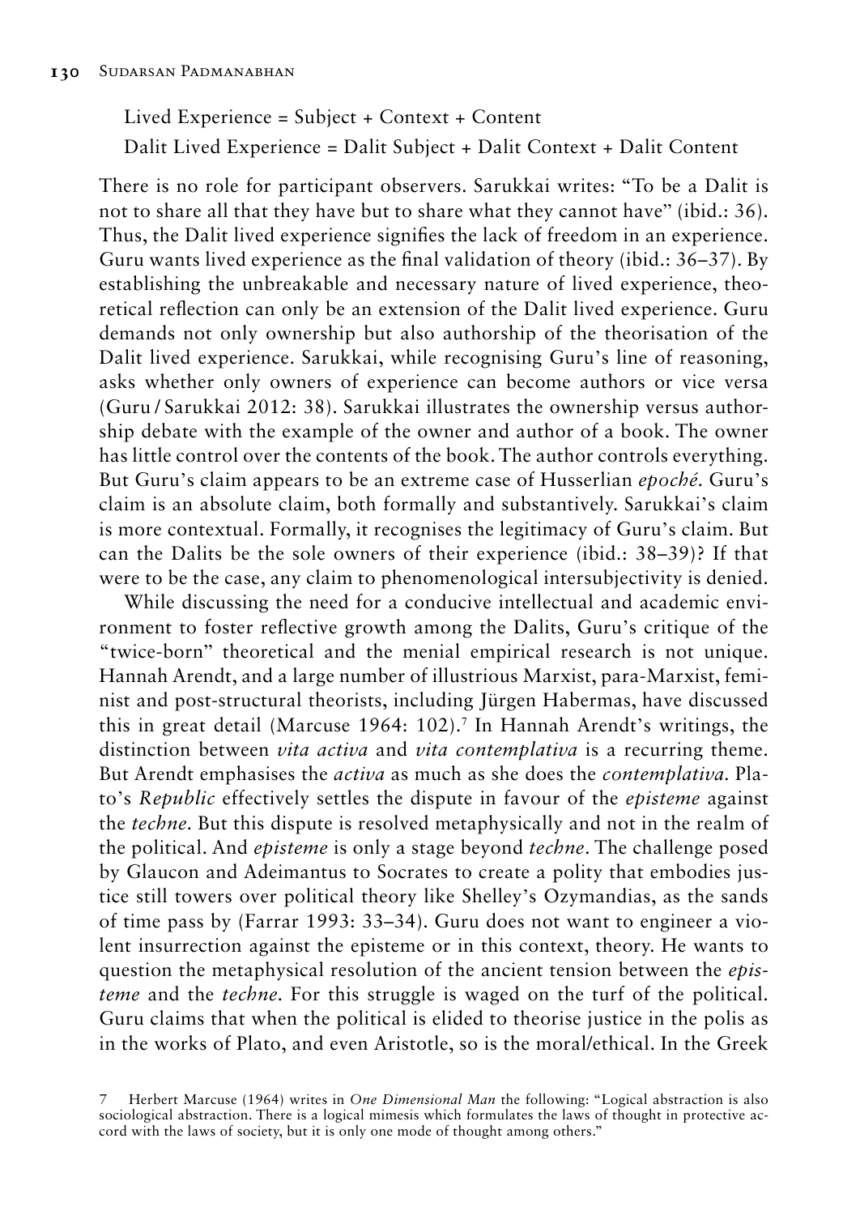Lived Experience = Subject + Context + Content

Dalit Lived Experience = Dalit Subject + Dalit Context + Dalit Content

There is no role for participant observers. Sarukkai writes: "To be a Dalit is not to share all that they have but to share what they cannot have" (ibid.: 36). Thus, the Dalit lived experience signifies the lack of freedom in an experience. Guru wants lived experience as the final validation of theory (ibid.: 36–37). By establishing the unbreakable and necessary nature of lived experience, theoretical reflection can only be an extension of the Dalit lived experience. Guru demands not only ownership but also authorship of the theorisation of the Dalit lived experience. Sarukkai, while recognising Guru's line of reasoning, asks whether only owners of experience can become authors or vice versa (Guru / Sarukkai 2012: 38). Sarukkai illustrates the ownership versus authorship debate with the example of the owner and author of a book. The owner has little control over the contents of the book. The author controls everything. But Guru's claim appears to be an extreme case of Husserlian *epoché*. Guru's claim is an absolute claim, both formally and substantively. Sarukkai's claim is more contextual. Formally, it recognises the legitimacy of Guru's claim. But can the Dalits be the sole owners of their experience (ibid.: 38–39)? If that were to be the case, any claim to phenomenological intersubjectivity is denied.

While discussing the need for a conducive intellectual and academic environment to foster reflective growth among the Dalits, Guru's critique of the "twice-born" theoretical and the menial empirical research is not unique. Hannah Arendt, and a large number of illustrious Marxist, para-Marxist, feminist and post-structural theorists, including Jürgen Habermas, have discussed this in great detail (Marcuse 1964: 102).[7] In Hannah Arendt's writings, the distinction between *vita activa* and *vita contemplativa* is a recurring theme. But Arendt emphasises the *activa* as much as she does the *contemplativa*. Plato's *Republic* effectively settles the dispute in favour of the *episteme* against the *techne*. But this dispute is resolved metaphysically and not in the realm of the political. And *episteme* is only a stage beyond *techne*. The challenge posed by Glaucon and Adeimantus to Socrates to create a polity that embodies justice still towers over political theory like Shelley's Ozymandias, as the sands of time pass by (Farrar 1993: 33–34). Guru does not want to engineer a violent insurrection against the episteme or in this context, theory. He wants to question the metaphysical resolution of the ancient tension between the *episteme* and the *techne*. For this struggle is waged on the turf of the political. Guru claims that when the political is elided to theorise justice in the polis as in the works of Plato, and even Aristotle, so is the moral/ethical. In the Greek

7 Herbert Marcuse (1964) writes in *One Dimensional Man* the following: "Logical abstraction is also sociological abstraction. There is a logical mimesis which formulates the laws of thought in protective accord with the laws of society, but it is only one mode of thought among others."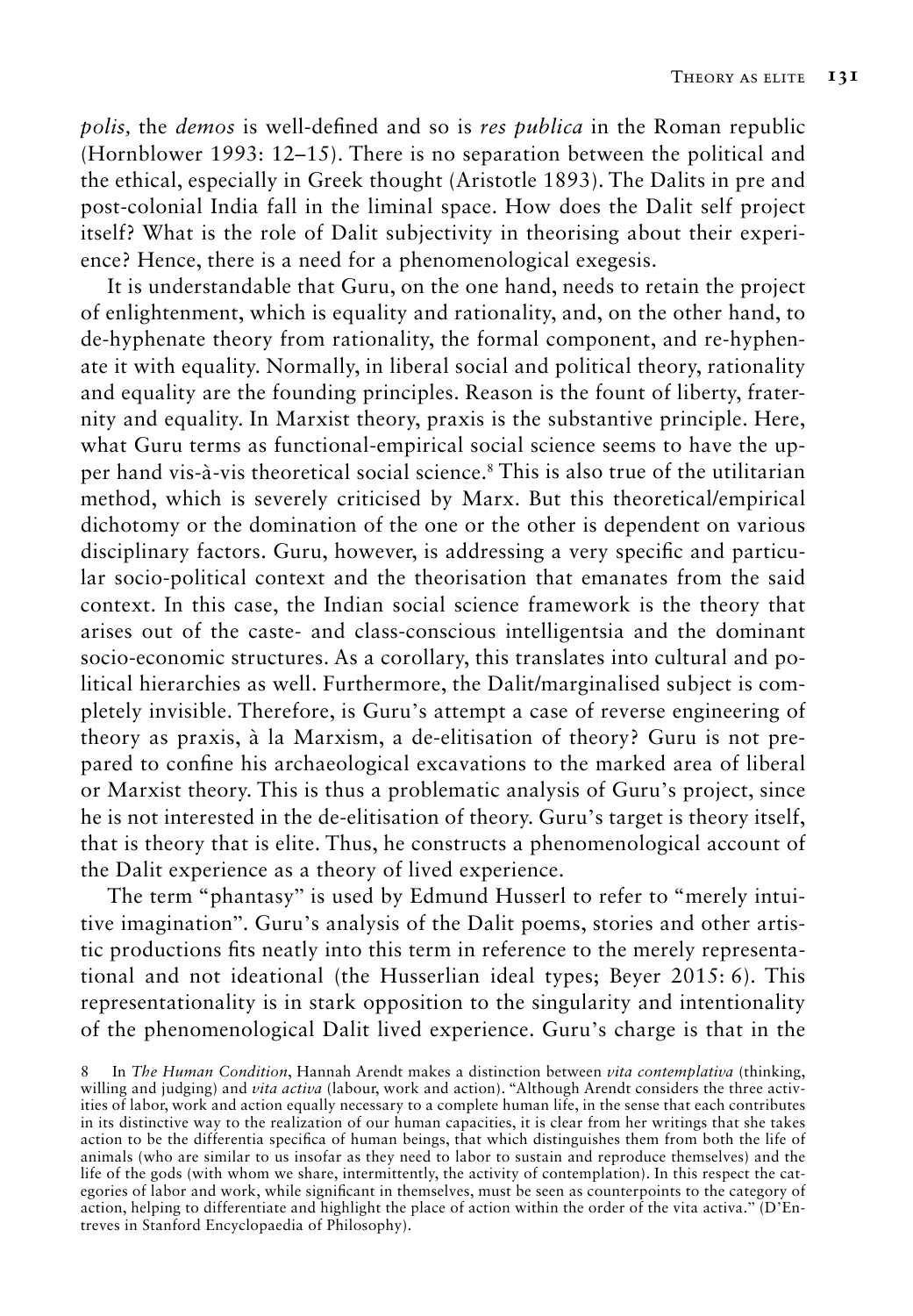*polis,* the *demos* is well-defined and so is *res publica* in the Roman republic (Hornblower 1993: 12–15). There is no separation between the political and the ethical, especially in Greek thought (Aristotle 1893). The Dalits in pre and post-colonial India fall in the liminal space. How does the Dalit self project itself? What is the role of Dalit subjectivity in theorising about their experience? Hence, there is a need for a phenomenological exegesis.

It is understandable that Guru, on the one hand, needs to retain the project of enlightenment, which is equality and rationality, and, on the other hand, to de-hyphenate theory from rationality, the formal component, and re-hyphenate it with equality. Normally, in liberal social and political theory, rationality and equality are the founding principles. Reason is the fount of liberty, fraternity and equality. In Marxist theory, praxis is the substantive principle. Here, what Guru terms as functional-empirical social science seems to have the upper hand vis-à-vis theoretical social science.[8] This is also true of the utilitarian method, which is severely criticised by Marx. But this theoretical/empirical dichotomy or the domination of the one or the other is dependent on various disciplinary factors. Guru, however, is addressing a very specific and particular socio-political context and the theorisation that emanates from the said context. In this case, the Indian social science framework is the theory that arises out of the caste- and class-conscious intelligentsia and the dominant socio-economic structures. As a corollary, this translates into cultural and political hierarchies as well. Furthermore, the Dalit/marginalised subject is completely invisible. Therefore, is Guru's attempt a case of reverse engineering of theory as praxis, à la Marxism, a de-elitisation of theory? Guru is not prepared to confine his archaeological excavations to the marked area of liberal or Marxist theory. This is thus a problematic analysis of Guru's project, since he is not interested in the de-elitisation of theory. Guru's target is theory itself, that is theory that is elite. Thus, he constructs a phenomenological account of the Dalit experience as a theory of lived experience.

The term "phantasy" is used by Edmund Husserl to refer to "merely intuitive imagination". Guru's analysis of the Dalit poems, stories and other artistic productions fits neatly into this term in reference to the merely representational and not ideational (the Husserlian ideal types; Beyer 2015: 6). This representationality is in stark opposition to the singularity and intentionality of the phenomenological Dalit lived experience. Guru's charge is that in the

8 In *The Human Condition*, Hannah Arendt makes a distinction between *vita contemplativa* (thinking, willing and judging) and *vita activa* (labour, work and action). "Although Arendt considers the three activities of labor, work and action equally necessary to a complete human life, in the sense that each contributes in its distinctive way to the realization of our human capacities, it is clear from her writings that she takes action to be the differentia specifica of human beings, that which distinguishes them from both the life of animals (who are similar to us insofar as they need to labor to sustain and reproduce themselves) and the life of the gods (with whom we share, intermittently, the activity of contemplation). In this respect the categories of labor and work, while significant in themselves, must be seen as counterpoints to the category of action, helping to differentiate and highlight the place of action within the order of the vita activa." (D'Entreves in Stanford Encyclopaedia of Philosophy).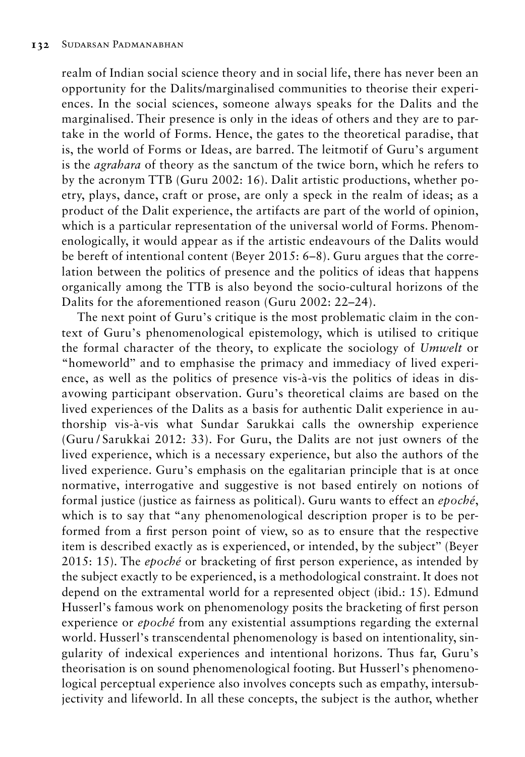realm of Indian social science theory and in social life, there has never been an opportunity for the Dalits/marginalised communities to theorise their experiences. In the social sciences, someone always speaks for the Dalits and the marginalised. Their presence is only in the ideas of others and they are to partake in the world of Forms. Hence, the gates to the theoretical paradise, that is, the world of Forms or Ideas, are barred. The leitmotif of Guru's argument is the *agrahara* of theory as the sanctum of the twice born, which he refers to by the acronym TTB (Guru 2002: 16). Dalit artistic productions, whether poetry, plays, dance, craft or prose, are only a speck in the realm of ideas; as a product of the Dalit experience, the artifacts are part of the world of opinion, which is a particular representation of the universal world of Forms. Phenomenologically, it would appear as if the artistic endeavours of the Dalits would be bereft of intentional content (Beyer 2015: 6–8). Guru argues that the correlation between the politics of presence and the politics of ideas that happens organically among the TTB is also beyond the socio-cultural horizons of the Dalits for the aforementioned reason (Guru 2002: 22–24).

The next point of Guru's critique is the most problematic claim in the context of Guru's phenomenological epistemology, which is utilised to critique the formal character of the theory, to explicate the sociology of *Umwelt* or "homeworld" and to emphasise the primacy and immediacy of lived experience, as well as the politics of presence vis-à-vis the politics of ideas in disavowing participant observation. Guru's theoretical claims are based on the lived experiences of the Dalits as a basis for authentic Dalit experience in authorship vis-à-vis what Sundar Sarukkai calls the ownership experience (Guru / Sarukkai 2012: 33). For Guru, the Dalits are not just owners of the lived experience, which is a necessary experience, but also the authors of the lived experience. Guru's emphasis on the egalitarian principle that is at once normative, interrogative and suggestive is not based entirely on notions of formal justice (justice as fairness as political). Guru wants to effect an *epoché*, which is to say that "any phenomenological description proper is to be performed from a first person point of view, so as to ensure that the respective item is described exactly as is experienced, or intended, by the subject" (Beyer 2015: 15). The *epoché* or bracketing of first person experience, as intended by the subject exactly to be experienced, is a methodological constraint. It does not depend on the extramental world for a represented object (ibid.: 15). Edmund Husserl's famous work on phenomenology posits the bracketing of first person experience or *epoché* from any existential assumptions regarding the external world. Husserl's transcendental phenomenology is based on intentionality, singularity of indexical experiences and intentional horizons. Thus far, Guru's theorisation is on sound phenomenological footing. But Husserl's phenomenological perceptual experience also involves concepts such as empathy, intersubjectivity and lifeworld. In all these concepts, the subject is the author, whether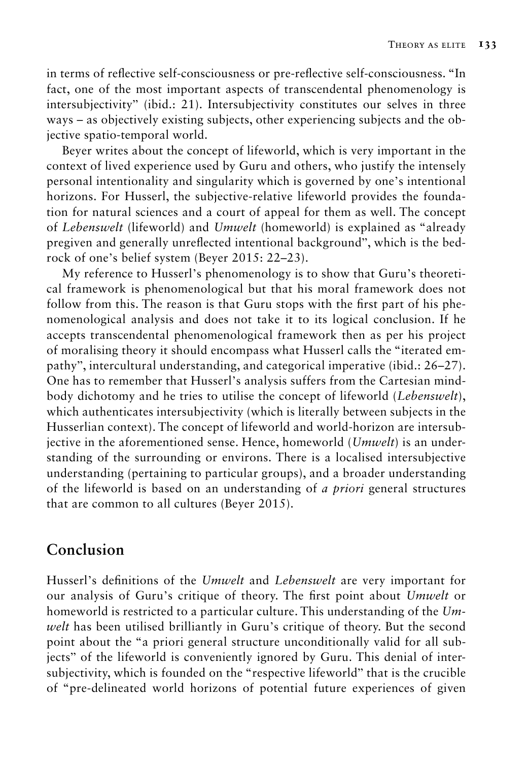in terms of reflective self-consciousness or pre-reflective self-consciousness. "In fact, one of the most important aspects of transcendental phenomenology is intersubjectivity" (ibid.: 21). Intersubjectivity constitutes our selves in three ways – as objectively existing subjects, other experiencing subjects and the objective spatio-temporal world.

Beyer writes about the concept of lifeworld, which is very important in the context of lived experience used by Guru and others, who justify the intensely personal intentionality and singularity which is governed by one's intentional horizons. For Husserl, the subjective-relative lifeworld provides the foundation for natural sciences and a court of appeal for them as well. The concept of *Lebenswelt* (lifeworld) and *Umwelt* (homeworld) is explained as "already pregiven and generally unreflected intentional background", which is the bedrock of one's belief system (Beyer 2015: 22–23).

My reference to Husserl's phenomenology is to show that Guru's theoretical framework is phenomenological but that his moral framework does not follow from this. The reason is that Guru stops with the first part of his phenomenological analysis and does not take it to its logical conclusion. If he accepts transcendental phenomenological framework then as per his project of moralising theory it should encompass what Husserl calls the "iterated empathy", intercultural understanding, and categorical imperative (ibid.: 26–27). One has to remember that Husserl's analysis suffers from the Cartesian mind-body dichotomy and he tries to utilise the concept of lifeworld (*Lebenswelt*), which authenticates intersubjectivity (which is literally between subjects in the Husserlian context). The concept of lifeworld and world-horizon are intersubjective in the aforementioned sense. Hence, homeworld (*Umwelt*) is an understanding of the surrounding or environs. There is a localised intersubjective understanding (pertaining to particular groups), and a broader understanding of the lifeworld is based on an understanding of *a priori* general structures that are common to all cultures (Beyer 2015).

## Conclusion

Husserl's definitions of the *Umwelt* and *Lebenswelt* are very important for our analysis of Guru's critique of theory. The first point about *Umwelt* or homeworld is restricted to a particular culture. This understanding of the *Umwelt* has been utilised brilliantly in Guru's critique of theory. But the second point about the "a priori general structure unconditionally valid for all subjects" of the lifeworld is conveniently ignored by Guru. This denial of intersubjectivity, which is founded on the "respective lifeworld" that is the crucible of "pre-delineated world horizons of potential future experiences of given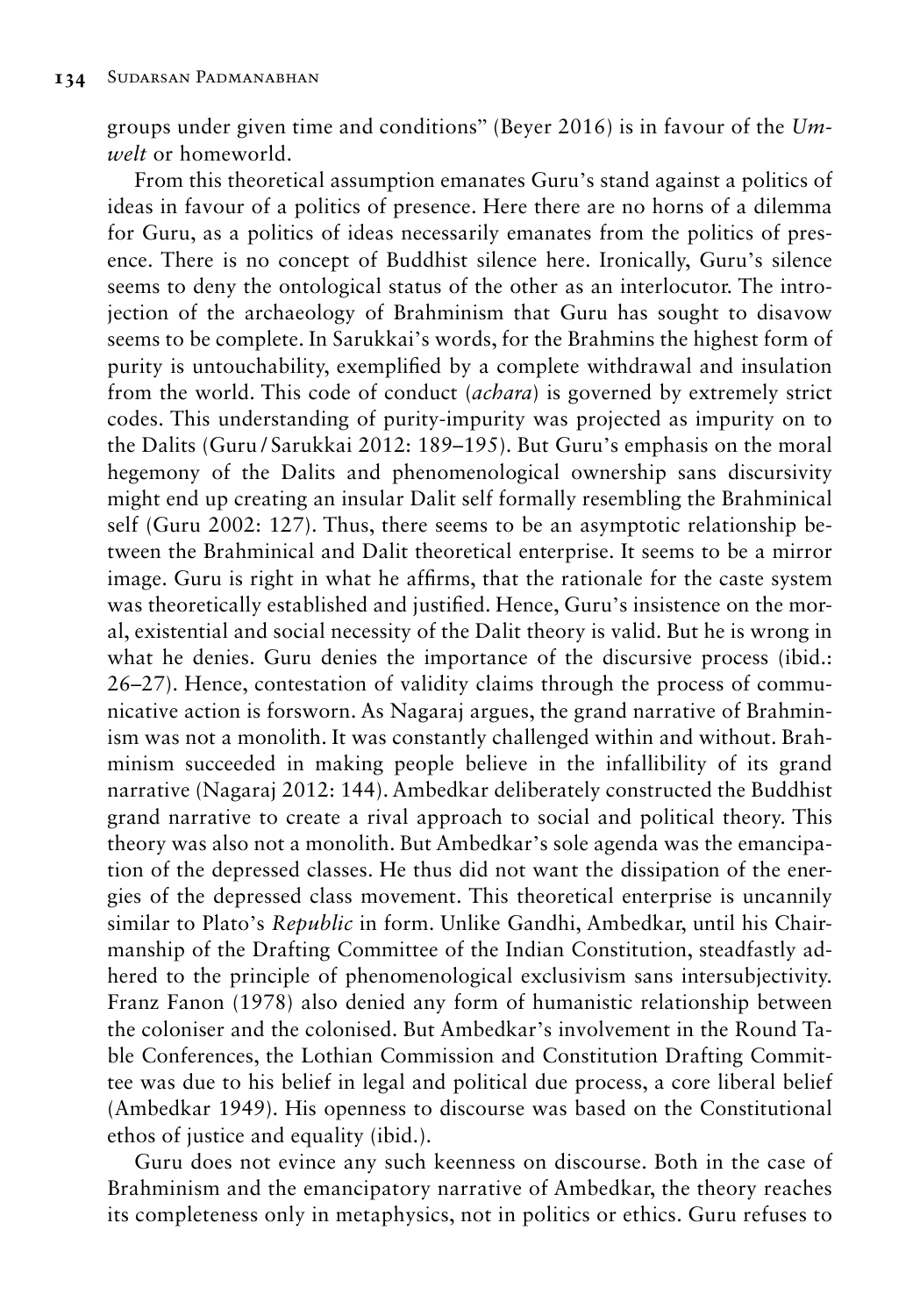groups under given time and conditions" (Beyer 2016) is in favour of the *Umwelt* or homeworld.

From this theoretical assumption emanates Guru's stand against a politics of ideas in favour of a politics of presence. Here there are no horns of a dilemma for Guru, as a politics of ideas necessarily emanates from the politics of presence. There is no concept of Buddhist silence here. Ironically, Guru's silence seems to deny the ontological status of the other as an interlocutor. The introjection of the archaeology of Brahminism that Guru has sought to disavow seems to be complete. In Sarukkai's words, for the Brahmins the highest form of purity is untouchability, exemplified by a complete withdrawal and insulation from the world. This code of conduct (*achara*) is governed by extremely strict codes. This understanding of purity-impurity was projected as impurity on to the Dalits (Guru / Sarukkai 2012: 189–195). But Guru's emphasis on the moral hegemony of the Dalits and phenomenological ownership sans discursivity might end up creating an insular Dalit self formally resembling the Brahminical self (Guru 2002: 127). Thus, there seems to be an asymptotic relationship between the Brahminical and Dalit theoretical enterprise. It seems to be a mirror image. Guru is right in what he affirms, that the rationale for the caste system was theoretically established and justified. Hence, Guru's insistence on the moral, existential and social necessity of the Dalit theory is valid. But he is wrong in what he denies. Guru denies the importance of the discursive process (ibid.: 26–27). Hence, contestation of validity claims through the process of communicative action is forsworn. As Nagaraj argues, the grand narrative of Brahminism was not a monolith. It was constantly challenged within and without. Brahminism succeeded in making people believe in the infallibility of its grand narrative (Nagaraj 2012: 144). Ambedkar deliberately constructed the Buddhist grand narrative to create a rival approach to social and political theory. This theory was also not a monolith. But Ambedkar's sole agenda was the emancipation of the depressed classes. He thus did not want the dissipation of the energies of the depressed class movement. This theoretical enterprise is uncannily similar to Plato's *Republic* in form. Unlike Gandhi, Ambedkar, until his Chairmanship of the Drafting Committee of the Indian Constitution, steadfastly adhered to the principle of phenomenological exclusivism sans intersubjectivity. Franz Fanon (1978) also denied any form of humanistic relationship between the coloniser and the colonised. But Ambedkar's involvement in the Round Table Conferences, the Lothian Commission and Constitution Drafting Committee was due to his belief in legal and political due process, a core liberal belief (Ambedkar 1949). His openness to discourse was based on the Constitutional ethos of justice and equality (ibid.).

Guru does not evince any such keenness on discourse. Both in the case of Brahminism and the emancipatory narrative of Ambedkar, the theory reaches its completeness only in metaphysics, not in politics or ethics. Guru refuses to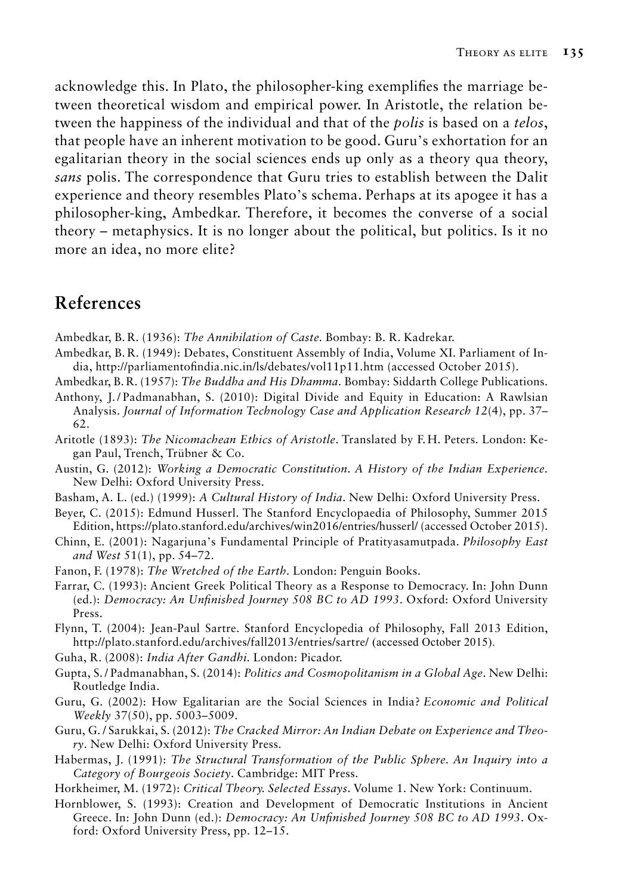acknowledge this. In Plato, the philosopher-king exemplifies the marriage between theoretical wisdom and empirical power. In Aristotle, the relation between the happiness of the individual and that of the *polis* is based on a *telos*, that people have an inherent motivation to be good. Guru's exhortation for an egalitarian theory in the social sciences ends up only as a theory qua theory, *sans* polis. The correspondence that Guru tries to establish between the Dalit experience and theory resembles Plato's schema. Perhaps at its apogee it has a philosopher-king, Ambedkar. Therefore, it becomes the converse of a social theory – metaphysics. It is no longer about the political, but politics. Is it no more an idea, no more elite?

## References

Ambedkar, B. R. (1936): *The Annihilation of Caste*. Bombay: B. R. Kadrekar.

Ambedkar, B. R. (1949): Debates, Constituent Assembly of India, Volume XI. Parliament of India, http://parliamentofindia.nic.in/ls/debates/vol11p11.htm (accessed October 2015).

Ambedkar, B. R. (1957): *The Buddha and His Dhamma*. Bombay: Siddarth College Publications.

Anthony, J. / Padmanabhan, S. (2010): Digital Divide and Equity in Education: A Rawlsian Analysis. *Journal of Information Technology Case and Application Research 12*(4), pp. 37–62.

Aritotle (1893): *The Nicomachean Ethics of Aristotle*. Translated by F. H. Peters. London: Kegan Paul, Trench, Trübner & Co.

Austin, G. (2012): *Working a Democratic Constitution. A History of the Indian Experience*. New Delhi: Oxford University Press.

Basham, A. L. (ed.) (1999): *A Cultural History of India*. New Delhi: Oxford University Press.

Beyer, C. (2015): Edmund Husserl. The Stanford Encyclopaedia of Philosophy, Summer 2015 Edition, https://plato.stanford.edu/archives/win2016/entries/husserl/ (accessed October 2015).

Chinn, E. (2001): Nagarjuna's Fundamental Principle of Pratityasamutpada. *Philosophy East and West* 51(1), pp. 54–72.

Fanon, F. (1978): *The Wretched of the Earth*. London: Penguin Books.

Farrar, C. (1993): Ancient Greek Political Theory as a Response to Democracy. In: John Dunn (ed.): *Democracy: An Unfinished Journey 508 BC to AD 1993*. Oxford: Oxford University Press.

Flynn, T. (2004): Jean-Paul Sartre. Stanford Encyclopedia of Philosophy, Fall 2013 Edition, http://plato.stanford.edu/archives/fall2013/entries/sartre/ (accessed October 2015).

Guha, R. (2008): *India After Gandhi*. London: Picador.

Gupta, S. / Padmanabhan, S. (2014): *Politics and Cosmopolitanism in a Global Age*. New Delhi: Routledge India.

Guru, G. (2002): How Egalitarian are the Social Sciences in India? *Economic and Political Weekly* 37(50), pp. 5003–5009.

Guru, G. / Sarukkai, S. (2012): *The Cracked Mirror: An Indian Debate on Experience and Theory*. New Delhi: Oxford University Press.

Habermas, J. (1991): *The Structural Transformation of the Public Sphere. An Inquiry into a Category of Bourgeois Society*. Cambridge: MIT Press.

Horkheimer, M. (1972): *Critical Theory. Selected Essays*. Volume 1. New York: Continuum.

Hornblower, S. (1993): Creation and Development of Democratic Institutions in Ancient Greece. In: John Dunn (ed.): *Democracy: An Unfinished Journey 508 BC to AD 1993*. Oxford: Oxford University Press, pp. 12–15.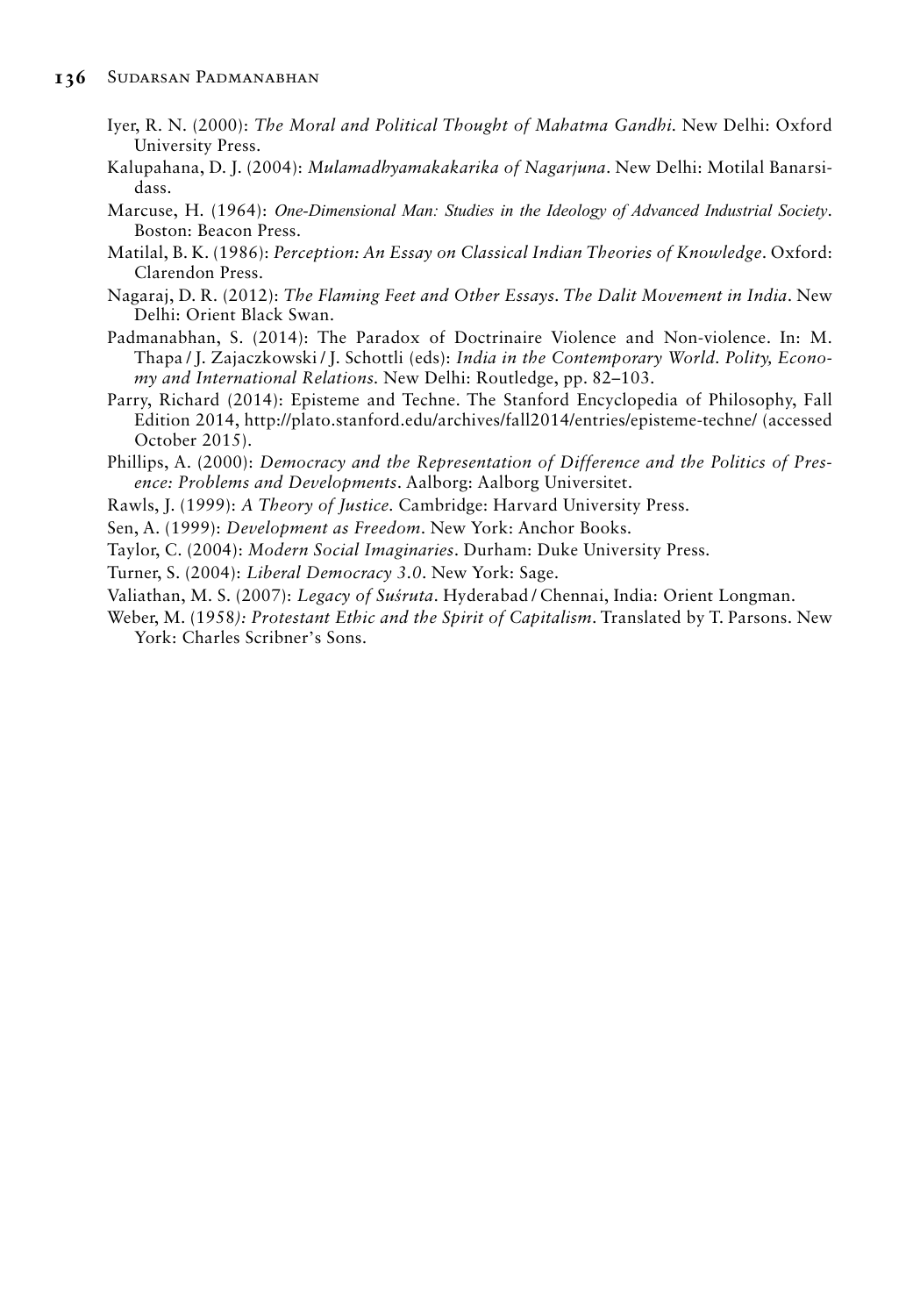Iyer, R. N. (2000): *The Moral and Political Thought of Mahatma Gandhi*. New Delhi: Oxford University Press.

Kalupahana, D. J. (2004): *Mulamadhyamakakarika of Nagarjuna*. New Delhi: Motilal Banarsidass.

Marcuse, H. (1964): *One-Dimensional Man: Studies in the Ideology of Advanced Industrial Society*. Boston: Beacon Press.

Matilal, B. K. (1986): *Perception: An Essay on Classical Indian Theories of Knowledge*. Oxford: Clarendon Press.

Nagaraj, D. R. (2012): *The Flaming Feet and Other Essays. The Dalit Movement in India*. New Delhi: Orient Black Swan.

Padmanabhan, S. (2014): The Paradox of Doctrinaire Violence and Non-violence. In: M. Thapa / J. Zajaczkowski / J. Schottli (eds): *India in the Contemporary World. Polity, Economy and International Relations*. New Delhi: Routledge, pp. 82–103.

Parry, Richard (2014): Episteme and Techne. The Stanford Encyclopedia of Philosophy, Fall Edition 2014, http://plato.stanford.edu/archives/fall2014/entries/episteme-techne/ (accessed October 2015).

Phillips, A. (2000): *Democracy and the Representation of Difference and the Politics of Presence: Problems and Developments*. Aalborg: Aalborg Universitet.

Rawls, J. (1999): *A Theory of Justice*. Cambridge: Harvard University Press.

Sen, A. (1999): *Development as Freedom*. New York: Anchor Books.

Taylor, C. (2004): *Modern Social Imaginaries*. Durham: Duke University Press.

Turner, S. (2004): *Liberal Democracy 3.0*. New York: Sage.

Valiathan, M. S. (2007): *Legacy of Suśruta*. Hyderabad / Chennai, India: Orient Longman.

Weber, M. (1958): *Protestant Ethic and the Spirit of Capitalism*. Translated by T. Parsons. New York: Charles Scribner's Sons.